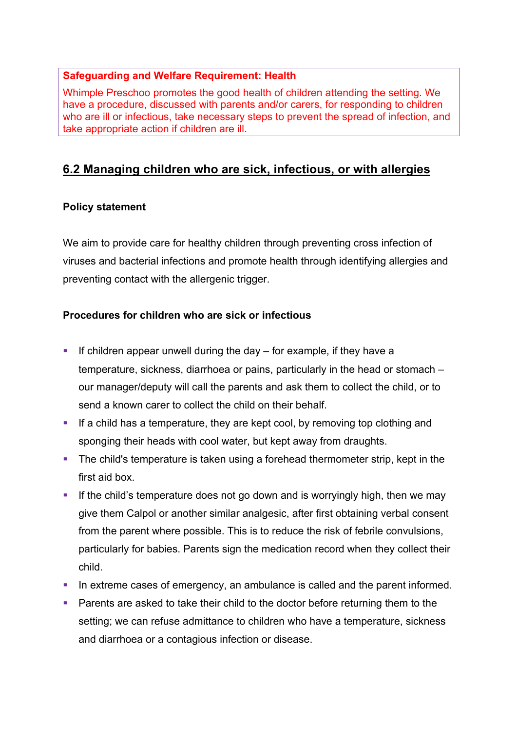**Safeguarding and Welfare Requirement: Health**

Whimple Preschoo promotes the good health of children attending the setting. We have a procedure, discussed with parents and/or carers, for responding to children who are ill or infectious, take necessary steps to prevent the spread of infection, and take appropriate action if children are ill.

## 6.2 Managing children who are sick, infectious, or with allergies

**Policy statement**

We aim to provide care for healthy children through preventing cross infection of viruses and bacterial infections and promote health through identifying allergies and preventing contact with the allergenic trigger.

**Procedures for children who are sick or infectious**

- If children appear unwell during the day – for example, if they have a temperature, sickness, diarrhoea or pains, particularly in the head or stomach – our manager/deputy will call the parents and ask them to collect the child, or to send a known carer to collect the child on their behalf.
- If a child has a temperature, they are kept cool, by removing top clothing and sponging their heads with cool water, but kept away from draughts.
- The child's temperature is taken using a forehead thermometer strip, kept in the first aid box.
- If the child's temperature does not go down and is worryingly high, then we may give them Calpol or another similar analgesic, after first obtaining verbal consent from the parent where possible. This is to reduce the risk of febrile convulsions, particularly for babies. Parents sign the medication record when they collect their child.
- In extreme cases of emergency, an ambulance is called and the parent informed.
- Parents are asked to take their child to the doctor before returning them to the setting; we can refuse admittance to children who have a temperature, sickness and diarrhoea or a contagious infection or disease.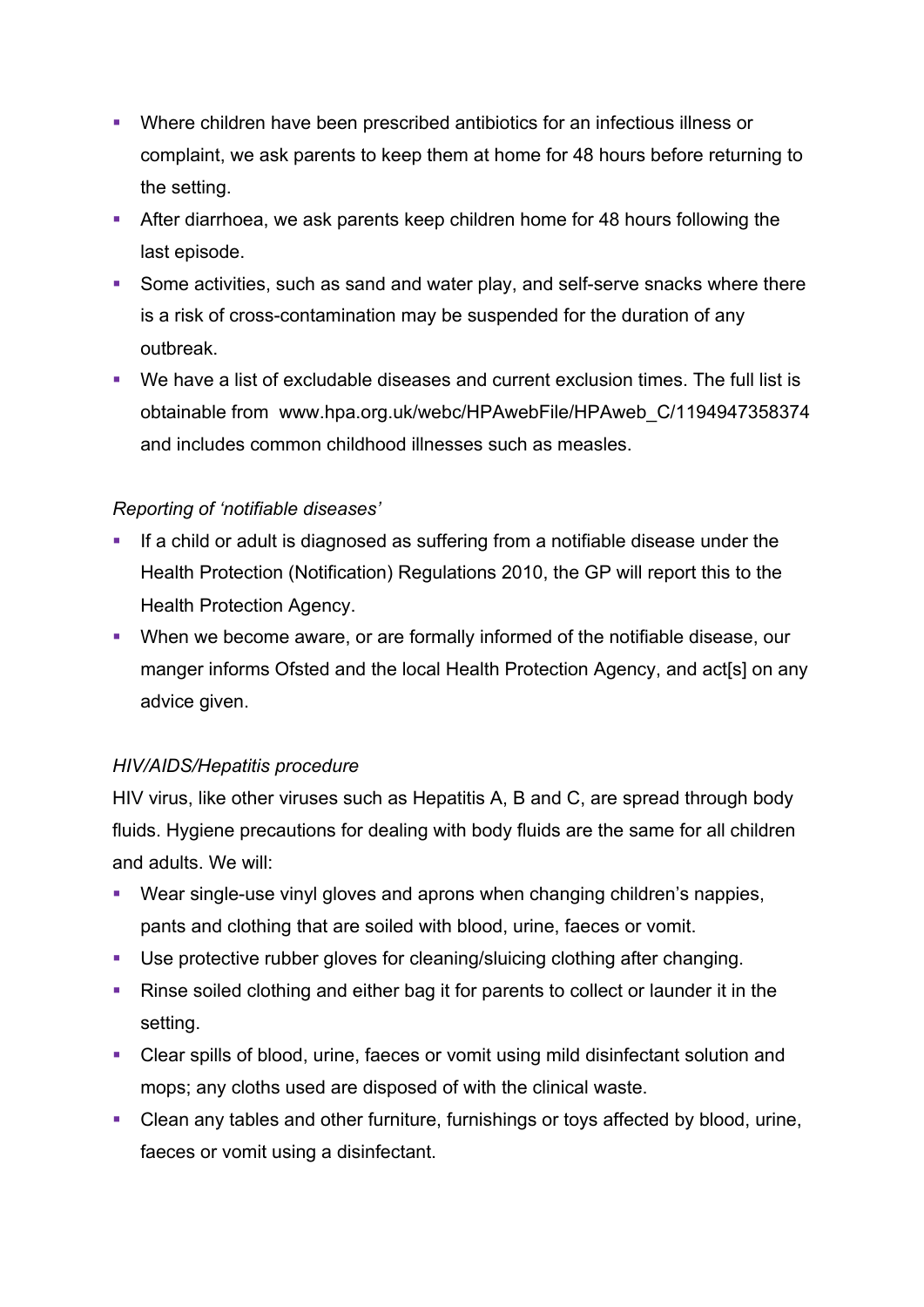- Where children have been prescribed antibiotics for an infectious illness or complaint, we ask parents to keep them at home for 48 hours before returning to the setting.
- After diarrhoea, we ask parents keep children home for 48 hours following the last episode.
- Some activities, such as sand and water play, and self-serve snacks where there is a risk of cross-contamination may be suspended for the duration of any outbreak.
- We have a list of excludable diseases and current exclusion times. The full list is obtainable from www.hpa.org.uk/webc/HPAwebFile/HPAweb_C/1194947358374 and includes common childhood illnesses such as measles.

*Reporting of 'notifiable diseases'*

- If a child or adult is diagnosed as suffering from a notifiable disease under the Health Protection (Notification) Regulations 2010, the GP will report this to the Health Protection Agency.
- When we become aware, or are formally informed of the notifiable disease, our manger informs Ofsted and the local Health Protection Agency, and act[s] on any advice given.

*HIV/AIDS/Hepatitis procedure*

HIV virus, like other viruses such as Hepatitis A, B and C, are spread through body fluids. Hygiene precautions for dealing with body fluids are the same for all children and adults. We will:

- Wear single-use vinyl gloves and aprons when changing children's nappies, pants and clothing that are soiled with blood, urine, faeces or vomit.
- Use protective rubber gloves for cleaning/sluicing clothing after changing.
- Rinse soiled clothing and either bag it for parents to collect or launder it in the setting.
- Clear spills of blood, urine, faeces or vomit using mild disinfectant solution and mops; any cloths used are disposed of with the clinical waste.
- Clean any tables and other furniture, furnishings or toys affected by blood, urine, faeces or vomit using a disinfectant.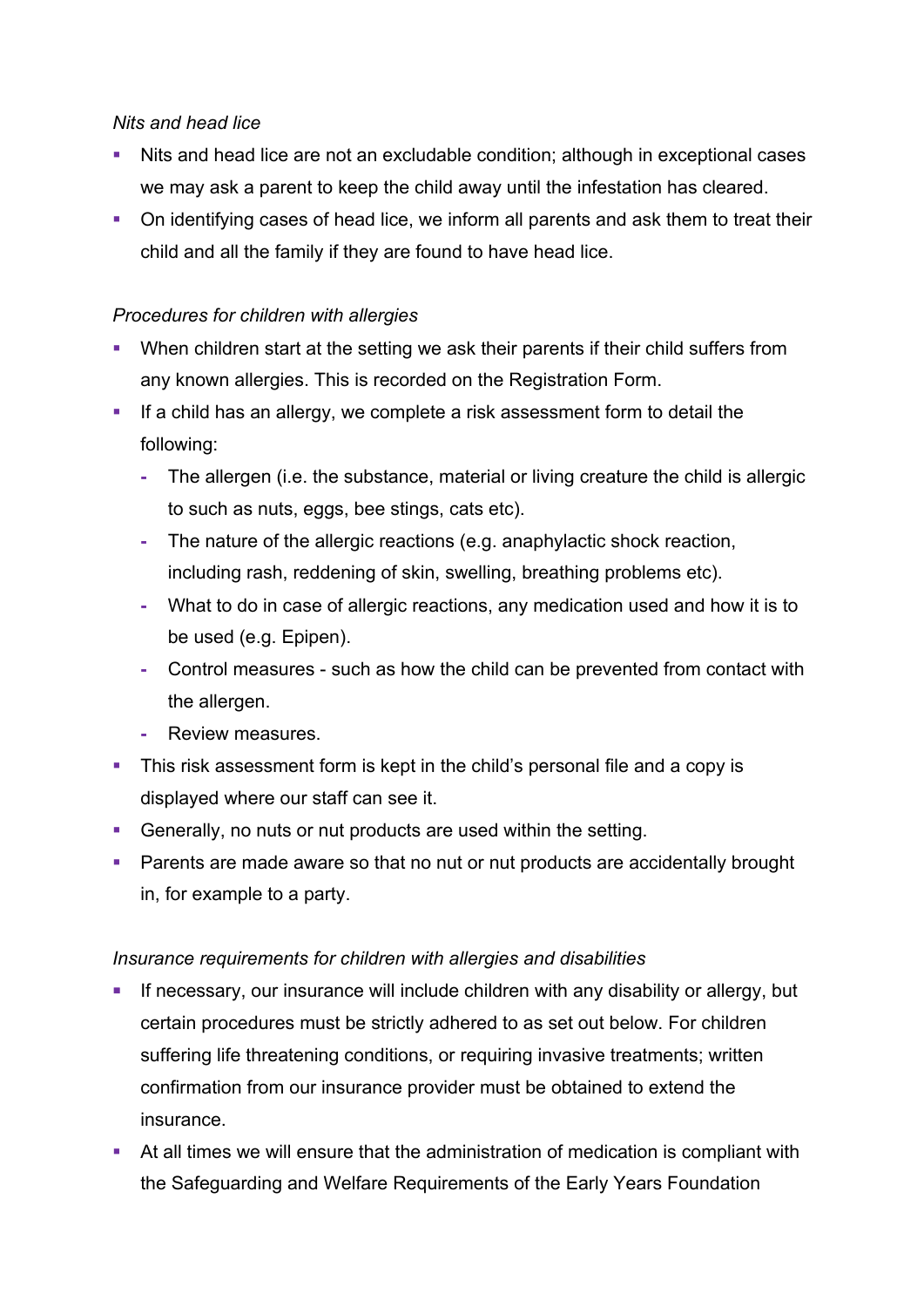*Nits and head lice*

- Nits and head lice are not an excludable condition; although in exceptional cases we may ask a parent to keep the child away until the infestation has cleared.
- On identifying cases of head lice, we inform all parents and ask them to treat their child and all the family if they are found to have head lice.

*Procedures for children with allergies*

- When children start at the setting we ask their parents if their child suffers from any known allergies. This is recorded on the Registration Form.
- If a child has an allergy, we complete a risk assessment form to detail the following:
  - The allergen (i.e. the substance, material or living creature the child is allergic to such as nuts, eggs, bee stings, cats etc).
  - The nature of the allergic reactions (e.g. anaphylactic shock reaction, including rash, reddening of skin, swelling, breathing problems etc).
  - What to do in case of allergic reactions, any medication used and how it is to be used (e.g. Epipen).
  - Control measures - such as how the child can be prevented from contact with the allergen.
  - Review measures.
- This risk assessment form is kept in the child's personal file and a copy is displayed where our staff can see it.
- Generally, no nuts or nut products are used within the setting.
- Parents are made aware so that no nut or nut products are accidentally brought in, for example to a party.

*Insurance requirements for children with allergies and disabilities*

- If necessary, our insurance will include children with any disability or allergy, but certain procedures must be strictly adhered to as set out below. For children suffering life threatening conditions, or requiring invasive treatments; written confirmation from our insurance provider must be obtained to extend the insurance.
- At all times we will ensure that the administration of medication is compliant with the Safeguarding and Welfare Requirements of the Early Years Foundation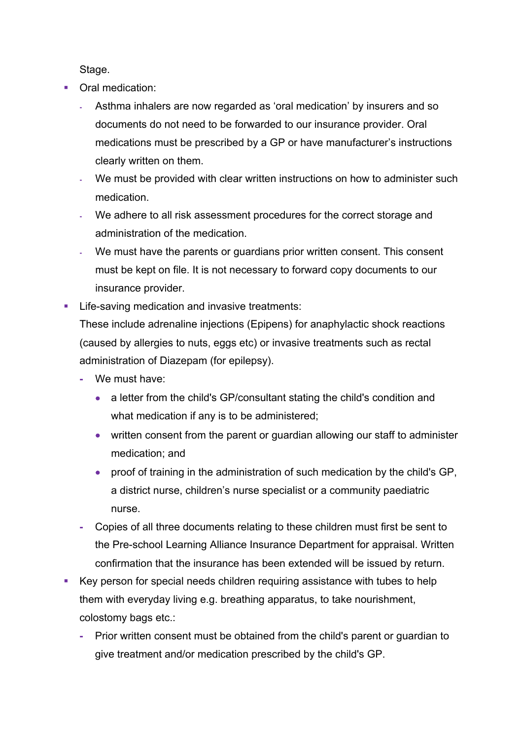Stage.

- Oral medication:
  - Asthma inhalers are now regarded as 'oral medication' by insurers and so documents do not need to be forwarded to our insurance provider. Oral medications must be prescribed by a GP or have manufacturer's instructions clearly written on them.
  - We must be provided with clear written instructions on how to administer such medication.
  - We adhere to all risk assessment procedures for the correct storage and administration of the medication.
  - We must have the parents or guardians prior written consent. This consent must be kept on file. It is not necessary to forward copy documents to our insurance provider.
- Life-saving medication and invasive treatments:

  These include adrenaline injections (Epipens) for anaphylactic shock reactions (caused by allergies to nuts, eggs etc) or invasive treatments such as rectal administration of Diazepam (for epilepsy).
  - We must have:
    - a letter from the child's GP/consultant stating the child's condition and what medication if any is to be administered;
    - written consent from the parent or guardian allowing our staff to administer medication; and
    - proof of training in the administration of such medication by the child's GP, a district nurse, children's nurse specialist or a community paediatric nurse.
  - Copies of all three documents relating to these children must first be sent to the Pre-school Learning Alliance Insurance Department for appraisal. Written confirmation that the insurance has been extended will be issued by return.
- Key person for special needs children requiring assistance with tubes to help them with everyday living e.g. breathing apparatus, to take nourishment, colostomy bags etc.:
  - Prior written consent must be obtained from the child's parent or guardian to give treatment and/or medication prescribed by the child's GP.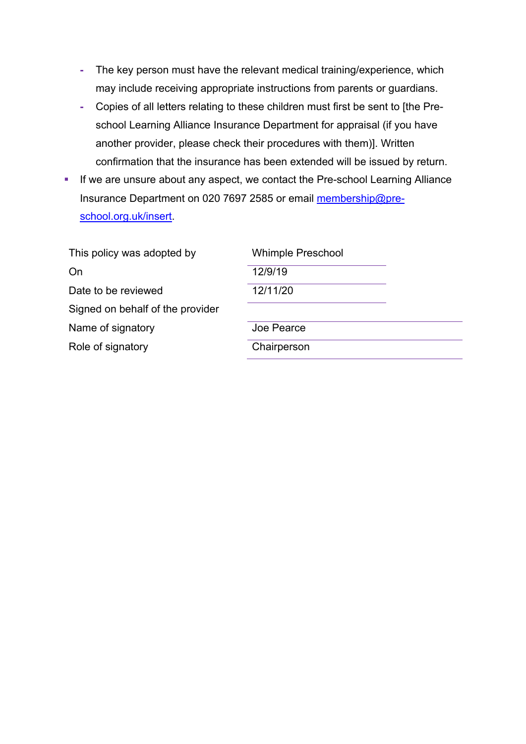- The key person must have the relevant medical training/experience, which may include receiving appropriate instructions from parents or guardians.
  - Copies of all letters relating to these children must first be sent to [the Pre-school Learning Alliance Insurance Department for appraisal (if you have another provider, please check their procedures with them)]. Written confirmation that the insurance has been extended will be issued by return.
- If we are unsure about any aspect, we contact the Pre-school Learning Alliance Insurance Department on 020 7697 2585 or email membership@pre-school.org.uk/insert.

| | |
|---|---|
| This policy was adopted by | Whimple Preschool |
| On | 12/9/19 |
| Date to be reviewed | 12/11/20 |
| Signed on behalf of the provider | |
| Name of signatory | Joe Pearce |
| Role of signatory | Chairperson |